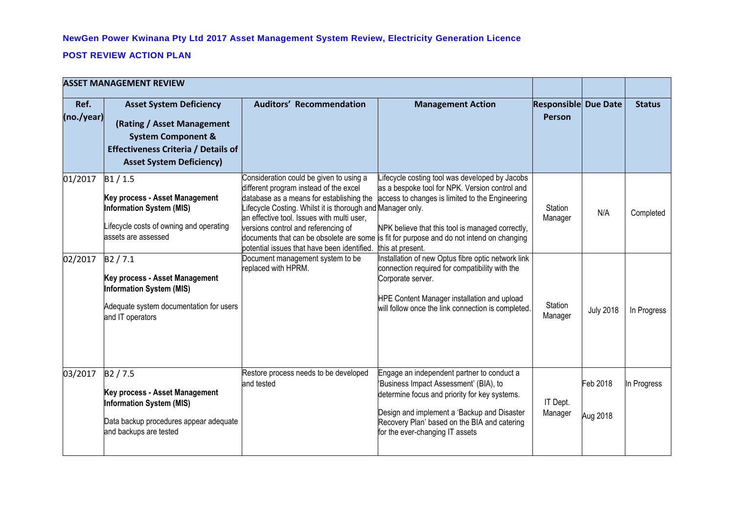**NewGen Power Kwinana Pty Ltd 2017 Asset Management System Review, Electricity Generation Licence**

**POST REVIEW ACTION PLAN**

| **ASSET MANAGEMENT REVIEW** | | | | | | |
|---|---|---|---|---|---|---|
| **Ref. (no./year)** | **Asset System Deficiency**<br><br>**(Rating / Asset Management System Component & Effectiveness Criteria / Details of Asset System Deficiency)** | **Auditors' Recommendation** | **Management Action** | **Responsible Person** | **Due Date** | **Status** |
| 01/2017 | B1 / 1.5<br><br>**Key process - Asset Management Information System (MIS)**<br><br>Lifecycle costs of owning and operating assets are assessed | Consideration could be given to using a different program instead of the excel database as a means for establishing the Lifecycle Costing. Whilst it is thorough and an effective tool. Issues with multi user, versions control and referencing of documents that can be obsolete are some potential issues that have been identified. | Lifecycle costing tool was developed by Jacobs as a bespoke tool for NPK. Version control and access to changes is limited to the Engineering Manager only.<br><br>NPK believe that this tool is managed correctly, is fit for purpose and do not intend on changing this at present. | Station Manager | N/A | Completed |
| 02/2017 | B2 / 7.1<br><br>**Key process - Asset Management Information System (MIS)**<br><br>Adequate system documentation for users and IT operators | Document management system to be replaced with HPRM. | Installation of new Optus fibre optic network link connection required for compatibility with the Corporate server.<br><br>HPE Content Manager installation and upload will follow once the link connection is completed. | Station Manager | July 2018 | In Progress |
| 03/2017 | B2 / 7.5<br><br>**Key process - Asset Management Information System (MIS)**<br><br>Data backup procedures appear adequate and backups are tested | Restore process needs to be developed and tested | Engage an independent partner to conduct a 'Business Impact Assessment' (BIA), to determine focus and priority for key systems.<br><br>Design and implement a 'Backup and Disaster Recovery Plan' based on the BIA and catering for the ever-changing IT assets | IT Dept. Manager | Feb 2018<br><br>Aug 2018 | In Progress |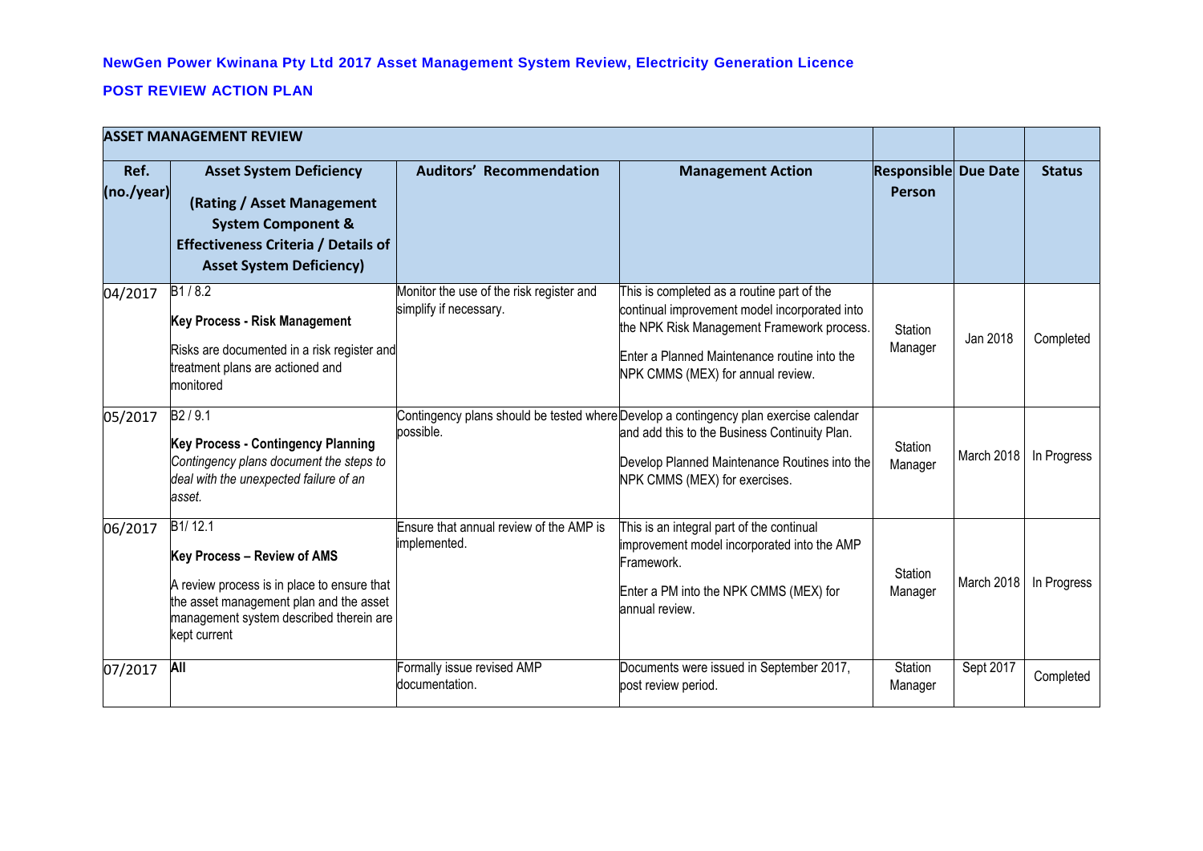**NewGen Power Kwinana Pty Ltd 2017 Asset Management System Review, Electricity Generation Licence**

**POST REVIEW ACTION PLAN**

| **ASSET MANAGEMENT REVIEW** | | | | | | |
|---|---|---|---|---|---|---|
| **Ref. (no./year)** | **Asset System Deficiency** **(Rating / Asset Management System Component & Effectiveness Criteria / Details of Asset System Deficiency)** | **Auditors' Recommendation** | **Management Action** | **Responsible Person** | **Due Date** | **Status** |
| 04/2017 | B1 / 8.2 **Key Process - Risk Management** Risks are documented in a risk register and treatment plans are actioned and monitored | Monitor the use of the risk register and simplify if necessary. | This is completed as a routine part of the continual improvement model incorporated into the NPK Risk Management Framework process. Enter a Planned Maintenance routine into the NPK CMMS (MEX) for annual review. | Station Manager | Jan 2018 | Completed |
| 05/2017 | B2 / 9.1 **Key Process - Contingency Planning** *Contingency plans document the steps to deal with the unexpected failure of an asset.* | Contingency plans should be tested where possible. | Develop a contingency plan exercise calendar and add this to the Business Continuity Plan. Develop Planned Maintenance Routines into the NPK CMMS (MEX) for exercises. | Station Manager | March 2018 | In Progress |
| 06/2017 | B1/ 12.1 **Key Process – Review of AMS** A review process is in place to ensure that the asset management plan and the asset management system described therein are kept current | Ensure that annual review of the AMP is implemented. | This is an integral part of the continual improvement model incorporated into the AMP Framework. Enter a PM into the NPK CMMS (MEX) for annual review. | Station Manager | March 2018 | In Progress |
| 07/2017 | **All** | Formally issue revised AMP documentation. | Documents were issued in September 2017, post review period. | Station Manager | Sept 2017 | Completed |